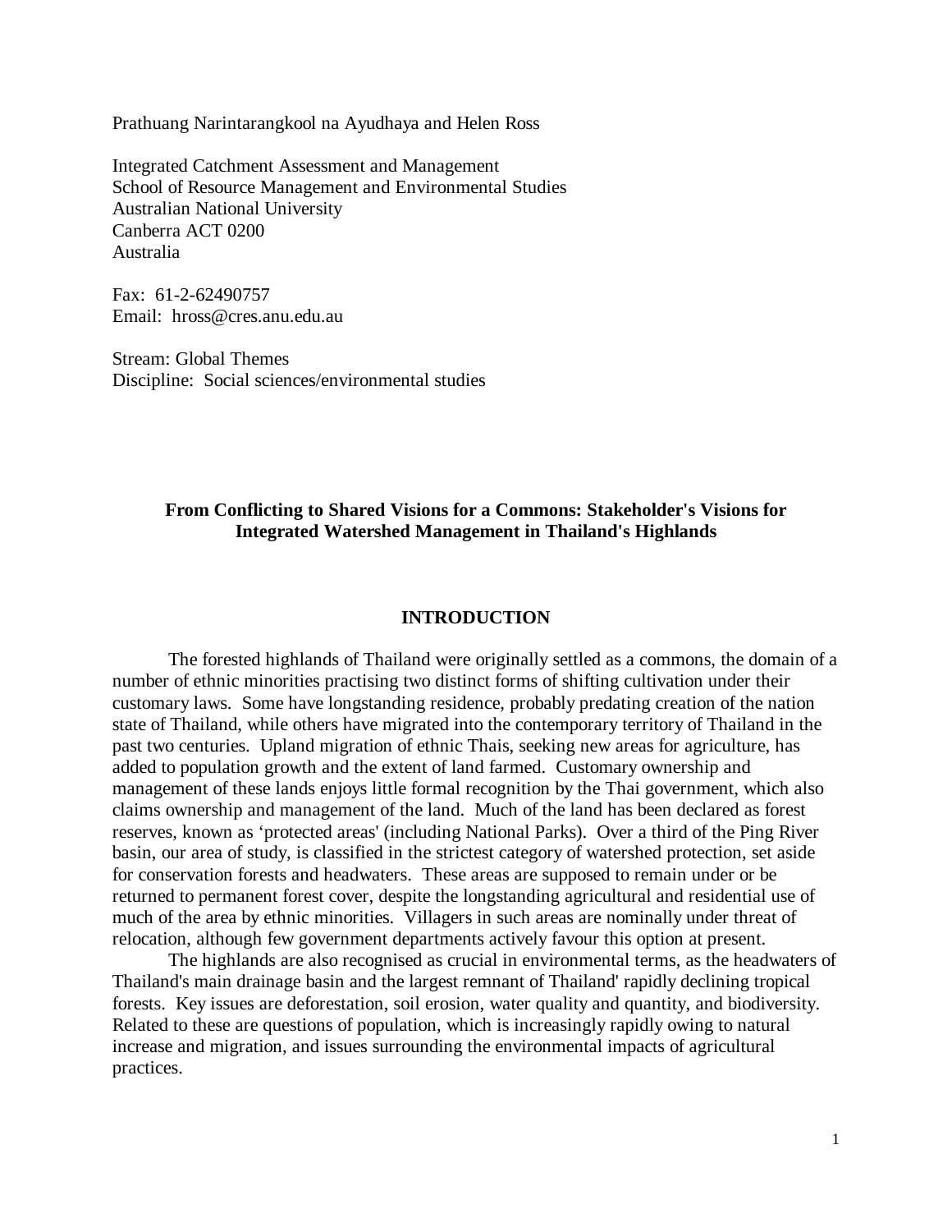Prathuang Narintarangkool na Ayudhaya and Helen Ross

Integrated Catchment Assessment and Management
School of Resource Management and Environmental Studies
Australian National University
Canberra ACT 0200
Australia

Fax: 61-2-62490757
Email: hross@cres.anu.edu.au

Stream: Global Themes
Discipline: Social sciences/environmental studies

# From Conflicting to Shared Visions for a Commons: Stakeholder's Visions for Integrated Watershed Management in Thailand's Highlands

## INTRODUCTION

The forested highlands of Thailand were originally settled as a commons, the domain of a number of ethnic minorities practising two distinct forms of shifting cultivation under their customary laws. Some have longstanding residence, probably predating creation of the nation state of Thailand, while others have migrated into the contemporary territory of Thailand in the past two centuries. Upland migration of ethnic Thais, seeking new areas for agriculture, has added to population growth and the extent of land farmed. Customary ownership and management of these lands enjoys little formal recognition by the Thai government, which also claims ownership and management of the land. Much of the land has been declared as forest reserves, known as 'protected areas' (including National Parks). Over a third of the Ping River basin, our area of study, is classified in the strictest category of watershed protection, set aside for conservation forests and headwaters. These areas are supposed to remain under or be returned to permanent forest cover, despite the longstanding agricultural and residential use of much of the area by ethnic minorities. Villagers in such areas are nominally under threat of relocation, although few government departments actively favour this option at present.

The highlands are also recognised as crucial in environmental terms, as the headwaters of Thailand's main drainage basin and the largest remnant of Thailand' rapidly declining tropical forests. Key issues are deforestation, soil erosion, water quality and quantity, and biodiversity. Related to these are questions of population, which is increasingly rapidly owing to natural increase and migration, and issues surrounding the environmental impacts of agricultural practices.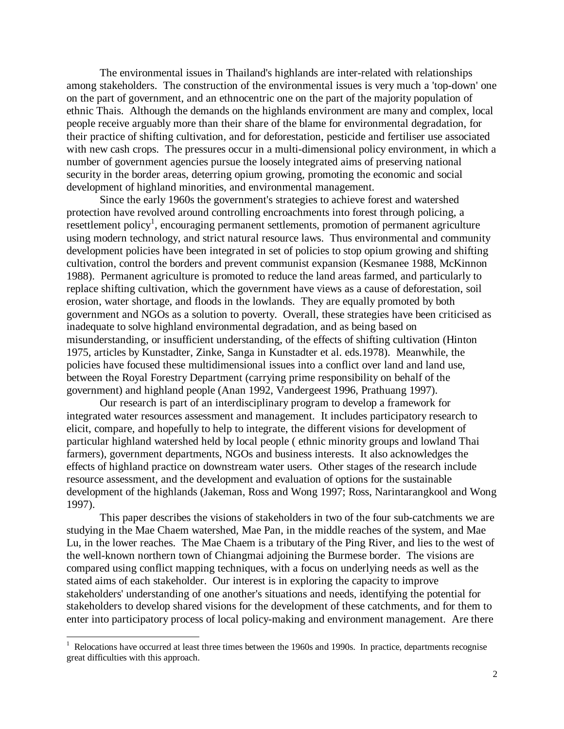The environmental issues in Thailand's highlands are inter-related with relationships among stakeholders. The construction of the environmental issues is very much a 'top-down' one on the part of government, and an ethnocentric one on the part of the majority population of ethnic Thais. Although the demands on the highlands environment are many and complex, local people receive arguably more than their share of the blame for environmental degradation, for their practice of shifting cultivation, and for deforestation, pesticide and fertiliser use associated with new cash crops. The pressures occur in a multi-dimensional policy environment, in which a number of government agencies pursue the loosely integrated aims of preserving national security in the border areas, deterring opium growing, promoting the economic and social development of highland minorities, and environmental management.

Since the early 1960s the government's strategies to achieve forest and watershed protection have revolved around controlling encroachments into forest through policing, a resettlement policy[1], encouraging permanent settlements, promotion of permanent agriculture using modern technology, and strict natural resource laws. Thus environmental and community development policies have been integrated in set of policies to stop opium growing and shifting cultivation, control the borders and prevent communist expansion (Kesmanee 1988, McKinnon 1988). Permanent agriculture is promoted to reduce the land areas farmed, and particularly to replace shifting cultivation, which the government have views as a cause of deforestation, soil erosion, water shortage, and floods in the lowlands. They are equally promoted by both government and NGOs as a solution to poverty. Overall, these strategies have been criticised as inadequate to solve highland environmental degradation, and as being based on misunderstanding, or insufficient understanding, of the effects of shifting cultivation (Hinton 1975, articles by Kunstadter, Zinke, Sanga in Kunstadter et al. eds.1978). Meanwhile, the policies have focused these multidimensional issues into a conflict over land and land use, between the Royal Forestry Department (carrying prime responsibility on behalf of the government) and highland people (Anan 1992, Vandergeest 1996, Prathuang 1997).

Our research is part of an interdisciplinary program to develop a framework for integrated water resources assessment and management. It includes participatory research to elicit, compare, and hopefully to help to integrate, the different visions for development of particular highland watershed held by local people ( ethnic minority groups and lowland Thai farmers), government departments, NGOs and business interests. It also acknowledges the effects of highland practice on downstream water users. Other stages of the research include resource assessment, and the development and evaluation of options for the sustainable development of the highlands (Jakeman, Ross and Wong 1997; Ross, Narintarangkool and Wong 1997).

This paper describes the visions of stakeholders in two of the four sub-catchments we are studying in the Mae Chaem watershed, Mae Pan, in the middle reaches of the system, and Mae Lu, in the lower reaches. The Mae Chaem is a tributary of the Ping River, and lies to the west of the well-known northern town of Chiangmai adjoining the Burmese border. The visions are compared using conflict mapping techniques, with a focus on underlying needs as well as the stated aims of each stakeholder. Our interest is in exploring the capacity to improve stakeholders' understanding of one another's situations and needs, identifying the potential for stakeholders to develop shared visions for the development of these catchments, and for them to enter into participatory process of local policy-making and environment management. Are there

[1] Relocations have occurred at least three times between the 1960s and 1990s. In practice, departments recognise great difficulties with this approach.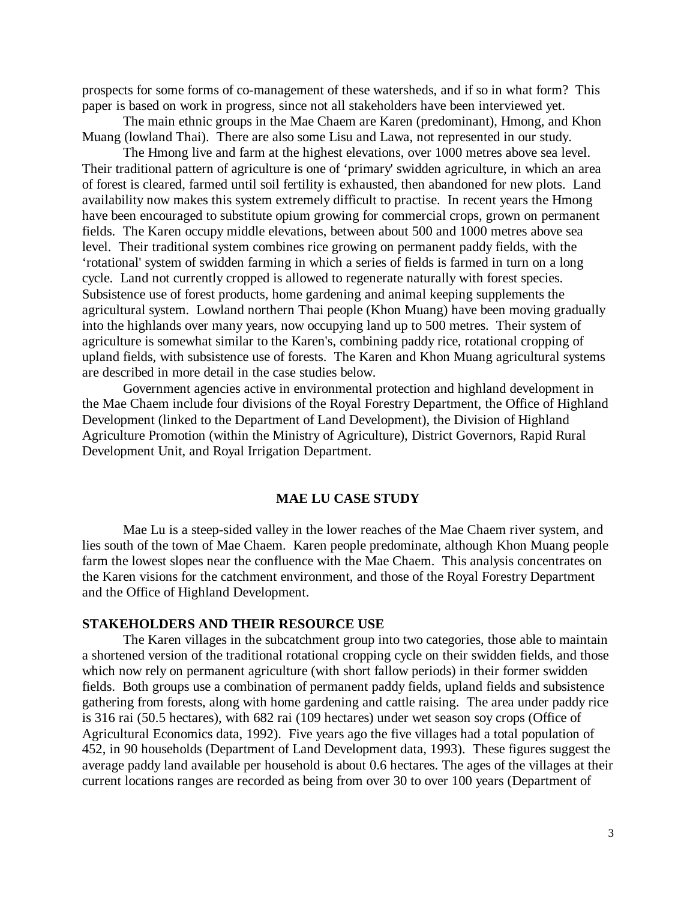prospects for some forms of co-management of these watersheds, and if so in what form? This paper is based on work in progress, since not all stakeholders have been interviewed yet.

The main ethnic groups in the Mae Chaem are Karen (predominant), Hmong, and Khon Muang (lowland Thai). There are also some Lisu and Lawa, not represented in our study.

The Hmong live and farm at the highest elevations, over 1000 metres above sea level. Their traditional pattern of agriculture is one of 'primary' swidden agriculture, in which an area of forest is cleared, farmed until soil fertility is exhausted, then abandoned for new plots. Land availability now makes this system extremely difficult to practise. In recent years the Hmong have been encouraged to substitute opium growing for commercial crops, grown on permanent fields. The Karen occupy middle elevations, between about 500 and 1000 metres above sea level. Their traditional system combines rice growing on permanent paddy fields, with the 'rotational' system of swidden farming in which a series of fields is farmed in turn on a long cycle. Land not currently cropped is allowed to regenerate naturally with forest species. Subsistence use of forest products, home gardening and animal keeping supplements the agricultural system. Lowland northern Thai people (Khon Muang) have been moving gradually into the highlands over many years, now occupying land up to 500 metres. Their system of agriculture is somewhat similar to the Karen's, combining paddy rice, rotational cropping of upland fields, with subsistence use of forests. The Karen and Khon Muang agricultural systems are described in more detail in the case studies below.

Government agencies active in environmental protection and highland development in the Mae Chaem include four divisions of the Royal Forestry Department, the Office of Highland Development (linked to the Department of Land Development), the Division of Highland Agriculture Promotion (within the Ministry of Agriculture), District Governors, Rapid Rural Development Unit, and Royal Irrigation Department.

## MAE LU CASE STUDY

Mae Lu is a steep-sided valley in the lower reaches of the Mae Chaem river system, and lies south of the town of Mae Chaem. Karen people predominate, although Khon Muang people farm the lowest slopes near the confluence with the Mae Chaem. This analysis concentrates on the Karen visions for the catchment environment, and those of the Royal Forestry Department and the Office of Highland Development.

### STAKEHOLDERS AND THEIR RESOURCE USE

The Karen villages in the subcatchment group into two categories, those able to maintain a shortened version of the traditional rotational cropping cycle on their swidden fields, and those which now rely on permanent agriculture (with short fallow periods) in their former swidden fields. Both groups use a combination of permanent paddy fields, upland fields and subsistence gathering from forests, along with home gardening and cattle raising. The area under paddy rice is 316 rai (50.5 hectares), with 682 rai (109 hectares) under wet season soy crops (Office of Agricultural Economics data, 1992). Five years ago the five villages had a total population of 452, in 90 households (Department of Land Development data, 1993). These figures suggest the average paddy land available per household is about 0.6 hectares. The ages of the villages at their current locations ranges are recorded as being from over 30 to over 100 years (Department of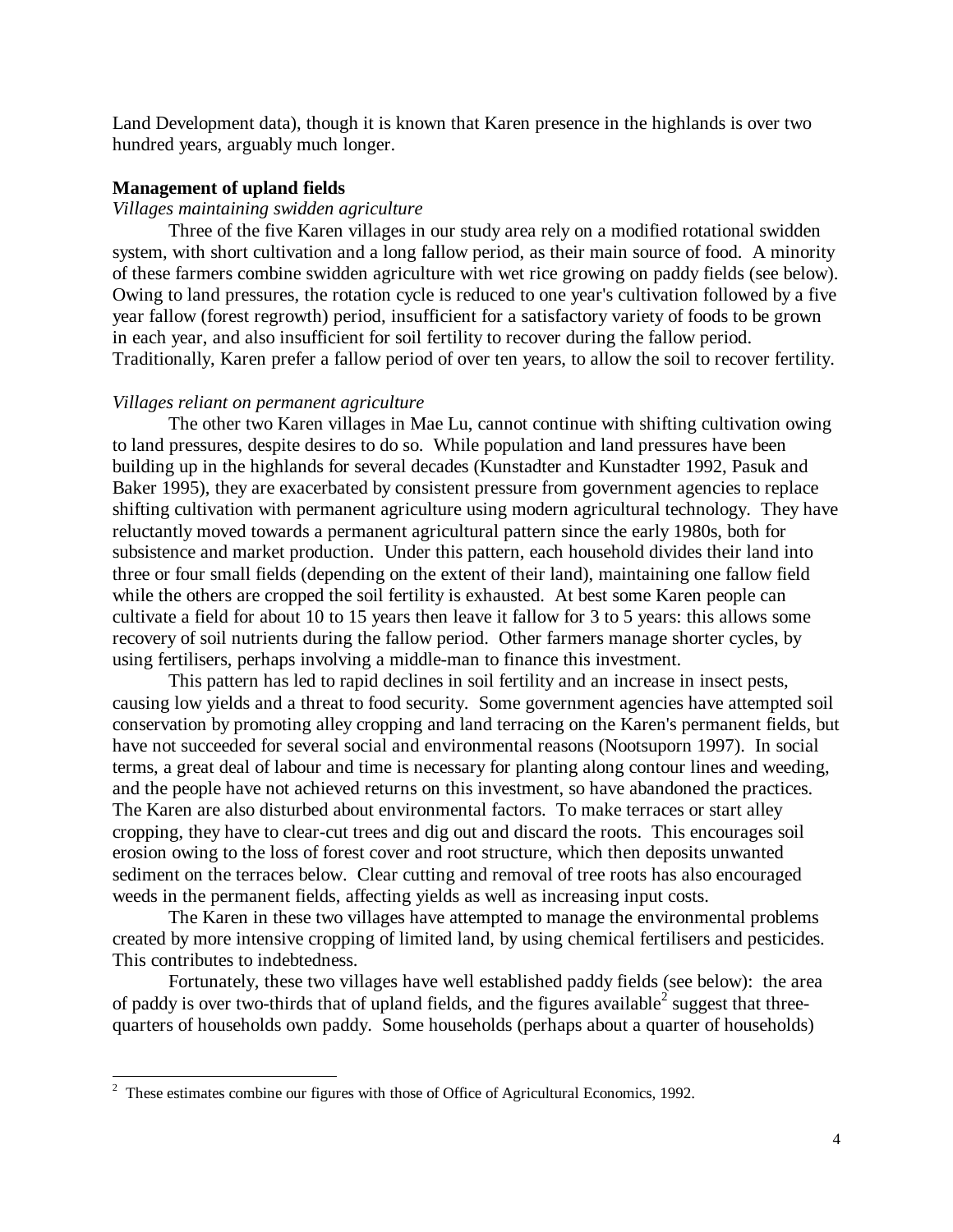Land Development data), though it is known that Karen presence in the highlands is over two hundred years, arguably much longer.

**Management of upland fields**

*Villages maintaining swidden agriculture*

Three of the five Karen villages in our study area rely on a modified rotational swidden system, with short cultivation and a long fallow period, as their main source of food. A minority of these farmers combine swidden agriculture with wet rice growing on paddy fields (see below). Owing to land pressures, the rotation cycle is reduced to one year's cultivation followed by a five year fallow (forest regrowth) period, insufficient for a satisfactory variety of foods to be grown in each year, and also insufficient for soil fertility to recover during the fallow period. Traditionally, Karen prefer a fallow period of over ten years, to allow the soil to recover fertility.

*Villages reliant on permanent agriculture*

The other two Karen villages in Mae Lu, cannot continue with shifting cultivation owing to land pressures, despite desires to do so. While population and land pressures have been building up in the highlands for several decades (Kunstadter and Kunstadter 1992, Pasuk and Baker 1995), they are exacerbated by consistent pressure from government agencies to replace shifting cultivation with permanent agriculture using modern agricultural technology. They have reluctantly moved towards a permanent agricultural pattern since the early 1980s, both for subsistence and market production. Under this pattern, each household divides their land into three or four small fields (depending on the extent of their land), maintaining one fallow field while the others are cropped the soil fertility is exhausted. At best some Karen people can cultivate a field for about 10 to 15 years then leave it fallow for 3 to 5 years: this allows some recovery of soil nutrients during the fallow period. Other farmers manage shorter cycles, by using fertilisers, perhaps involving a middle-man to finance this investment.

This pattern has led to rapid declines in soil fertility and an increase in insect pests, causing low yields and a threat to food security. Some government agencies have attempted soil conservation by promoting alley cropping and land terracing on the Karen's permanent fields, but have not succeeded for several social and environmental reasons (Nootsuporn 1997). In social terms, a great deal of labour and time is necessary for planting along contour lines and weeding, and the people have not achieved returns on this investment, so have abandoned the practices. The Karen are also disturbed about environmental factors. To make terraces or start alley cropping, they have to clear-cut trees and dig out and discard the roots. This encourages soil erosion owing to the loss of forest cover and root structure, which then deposits unwanted sediment on the terraces below. Clear cutting and removal of tree roots has also encouraged weeds in the permanent fields, affecting yields as well as increasing input costs.

The Karen in these two villages have attempted to manage the environmental problems created by more intensive cropping of limited land, by using chemical fertilisers and pesticides. This contributes to indebtedness.

Fortunately, these two villages have well established paddy fields (see below): the area of paddy is over two-thirds that of upland fields, and the figures available[2] suggest that three-quarters of households own paddy. Some households (perhaps about a quarter of households)

[2] These estimates combine our figures with those of Office of Agricultural Economics, 1992.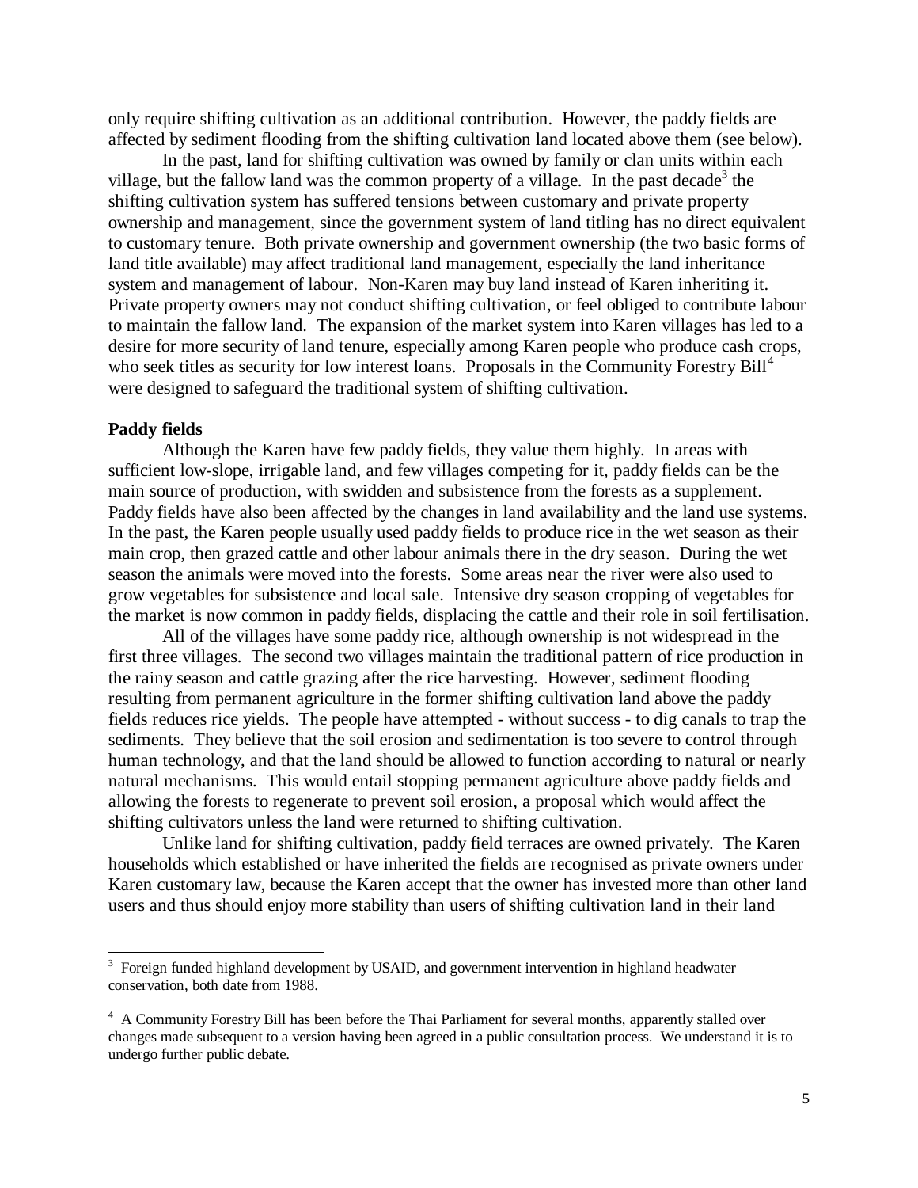only require shifting cultivation as an additional contribution. However, the paddy fields are affected by sediment flooding from the shifting cultivation land located above them (see below).

In the past, land for shifting cultivation was owned by family or clan units within each village, but the fallow land was the common property of a village. In the past decade[3] the shifting cultivation system has suffered tensions between customary and private property ownership and management, since the government system of land titling has no direct equivalent to customary tenure. Both private ownership and government ownership (the two basic forms of land title available) may affect traditional land management, especially the land inheritance system and management of labour. Non-Karen may buy land instead of Karen inheriting it. Private property owners may not conduct shifting cultivation, or feel obliged to contribute labour to maintain the fallow land. The expansion of the market system into Karen villages has led to a desire for more security of land tenure, especially among Karen people who produce cash crops, who seek titles as security for low interest loans. Proposals in the Community Forestry Bill[4] were designed to safeguard the traditional system of shifting cultivation.

**Paddy fields**

Although the Karen have few paddy fields, they value them highly. In areas with sufficient low-slope, irrigable land, and few villages competing for it, paddy fields can be the main source of production, with swidden and subsistence from the forests as a supplement. Paddy fields have also been affected by the changes in land availability and the land use systems. In the past, the Karen people usually used paddy fields to produce rice in the wet season as their main crop, then grazed cattle and other labour animals there in the dry season. During the wet season the animals were moved into the forests. Some areas near the river were also used to grow vegetables for subsistence and local sale. Intensive dry season cropping of vegetables for the market is now common in paddy fields, displacing the cattle and their role in soil fertilisation.

All of the villages have some paddy rice, although ownership is not widespread in the first three villages. The second two villages maintain the traditional pattern of rice production in the rainy season and cattle grazing after the rice harvesting. However, sediment flooding resulting from permanent agriculture in the former shifting cultivation land above the paddy fields reduces rice yields. The people have attempted - without success - to dig canals to trap the sediments. They believe that the soil erosion and sedimentation is too severe to control through human technology, and that the land should be allowed to function according to natural or nearly natural mechanisms. This would entail stopping permanent agriculture above paddy fields and allowing the forests to regenerate to prevent soil erosion, a proposal which would affect the shifting cultivators unless the land were returned to shifting cultivation.

Unlike land for shifting cultivation, paddy field terraces are owned privately. The Karen households which established or have inherited the fields are recognised as private owners under Karen customary law, because the Karen accept that the owner has invested more than other land users and thus should enjoy more stability than users of shifting cultivation land in their land

---

[3] Foreign funded highland development by USAID, and government intervention in highland headwater conservation, both date from 1988.

[4] A Community Forestry Bill has been before the Thai Parliament for several months, apparently stalled over changes made subsequent to a version having been agreed in a public consultation process. We understand it is to undergo further public debate.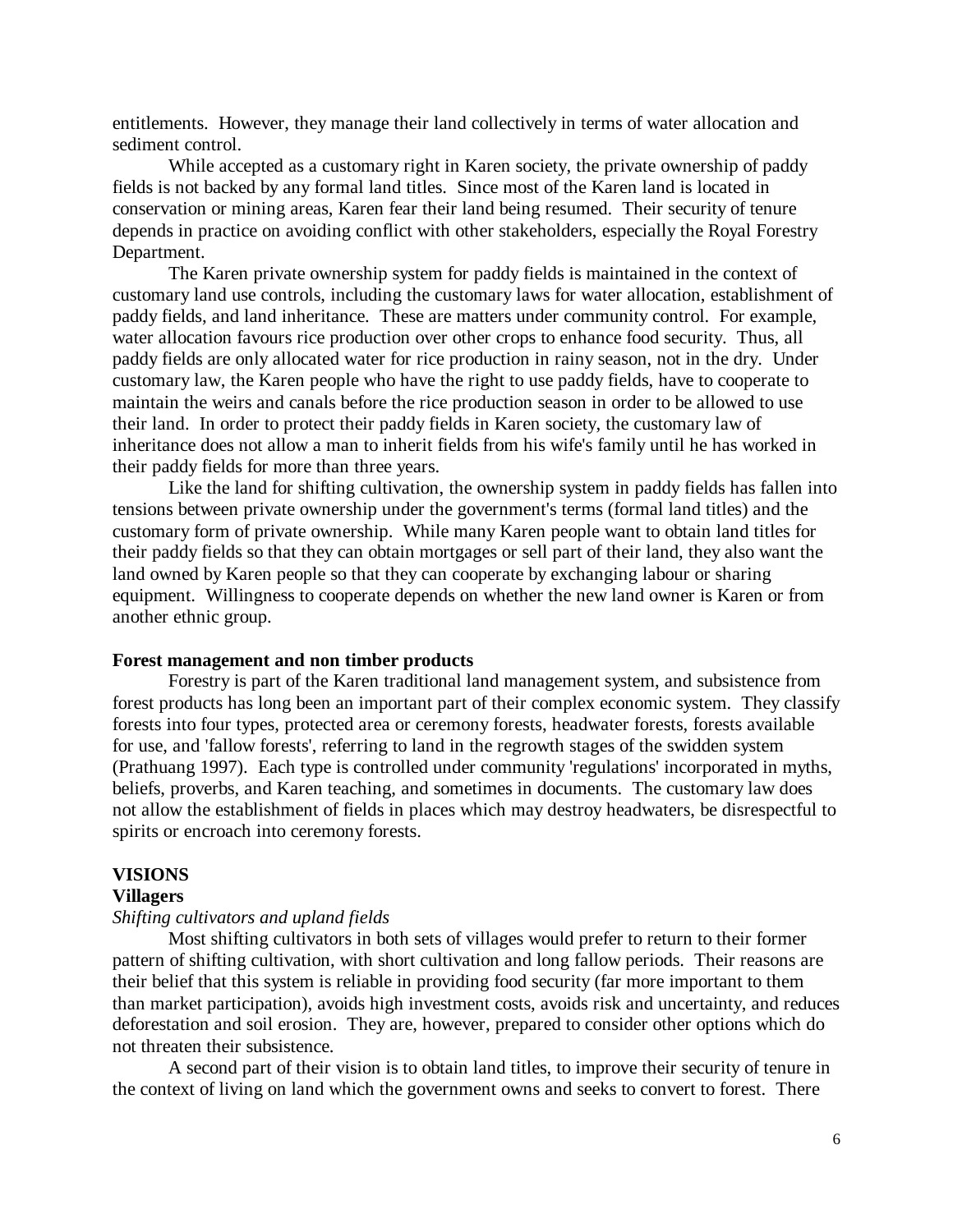entitlements. However, they manage their land collectively in terms of water allocation and sediment control.

While accepted as a customary right in Karen society, the private ownership of paddy fields is not backed by any formal land titles. Since most of the Karen land is located in conservation or mining areas, Karen fear their land being resumed. Their security of tenure depends in practice on avoiding conflict with other stakeholders, especially the Royal Forestry Department.

The Karen private ownership system for paddy fields is maintained in the context of customary land use controls, including the customary laws for water allocation, establishment of paddy fields, and land inheritance. These are matters under community control. For example, water allocation favours rice production over other crops to enhance food security. Thus, all paddy fields are only allocated water for rice production in rainy season, not in the dry. Under customary law, the Karen people who have the right to use paddy fields, have to cooperate to maintain the weirs and canals before the rice production season in order to be allowed to use their land. In order to protect their paddy fields in Karen society, the customary law of inheritance does not allow a man to inherit fields from his wife's family until he has worked in their paddy fields for more than three years.

Like the land for shifting cultivation, the ownership system in paddy fields has fallen into tensions between private ownership under the government's terms (formal land titles) and the customary form of private ownership. While many Karen people want to obtain land titles for their paddy fields so that they can obtain mortgages or sell part of their land, they also want the land owned by Karen people so that they can cooperate by exchanging labour or sharing equipment. Willingness to cooperate depends on whether the new land owner is Karen or from another ethnic group.

**Forest management and non timber products**

Forestry is part of the Karen traditional land management system, and subsistence from forest products has long been an important part of their complex economic system. They classify forests into four types, protected area or ceremony forests, headwater forests, forests available for use, and 'fallow forests', referring to land in the regrowth stages of the swidden system (Prathuang 1997). Each type is controlled under community 'regulations' incorporated in myths, beliefs, proverbs, and Karen teaching, and sometimes in documents. The customary law does not allow the establishment of fields in places which may destroy headwaters, be disrespectful to spirits or encroach into ceremony forests.

## VISIONS

### Villagers

*Shifting cultivators and upland fields*

Most shifting cultivators in both sets of villages would prefer to return to their former pattern of shifting cultivation, with short cultivation and long fallow periods. Their reasons are their belief that this system is reliable in providing food security (far more important to them than market participation), avoids high investment costs, avoids risk and uncertainty, and reduces deforestation and soil erosion. They are, however, prepared to consider other options which do not threaten their subsistence.

A second part of their vision is to obtain land titles, to improve their security of tenure in the context of living on land which the government owns and seeks to convert to forest. There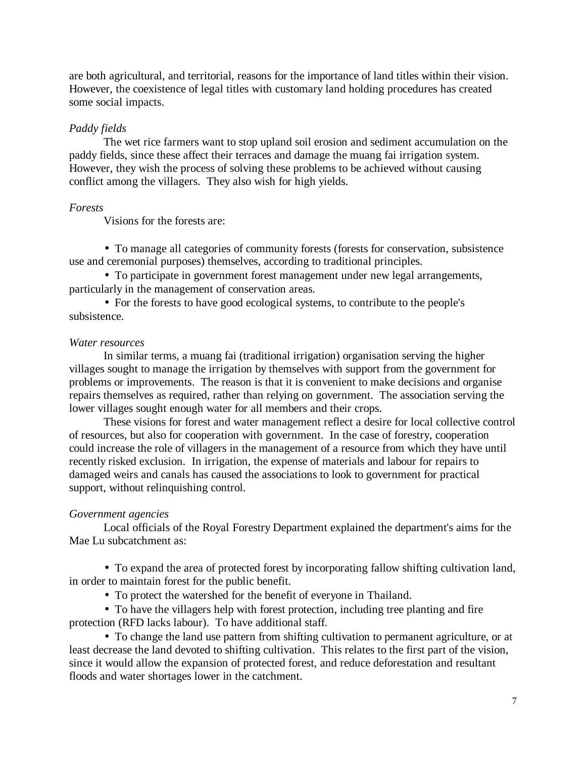are both agricultural, and territorial, reasons for the importance of land titles within their vision. However, the coexistence of legal titles with customary land holding procedures has created some social impacts.

*Paddy fields*

The wet rice farmers want to stop upland soil erosion and sediment accumulation on the paddy fields, since these affect their terraces and damage the muang fai irrigation system. However, they wish the process of solving these problems to be achieved without causing conflict among the villagers. They also wish for high yields.

*Forests*

Visions for the forests are:

- To manage all categories of community forests (forests for conservation, subsistence use and ceremonial purposes) themselves, according to traditional principles.
- To participate in government forest management under new legal arrangements, particularly in the management of conservation areas.
- For the forests to have good ecological systems, to contribute to the people's subsistence.

*Water resources*

In similar terms, a muang fai (traditional irrigation) organisation serving the higher villages sought to manage the irrigation by themselves with support from the government for problems or improvements. The reason is that it is convenient to make decisions and organise repairs themselves as required, rather than relying on government. The association serving the lower villages sought enough water for all members and their crops.

These visions for forest and water management reflect a desire for local collective control of resources, but also for cooperation with government. In the case of forestry, cooperation could increase the role of villagers in the management of a resource from which they have until recently risked exclusion. In irrigation, the expense of materials and labour for repairs to damaged weirs and canals has caused the associations to look to government for practical support, without relinquishing control.

*Government agencies*

Local officials of the Royal Forestry Department explained the department's aims for the Mae Lu subcatchment as:

- To expand the area of protected forest by incorporating fallow shifting cultivation land, in order to maintain forest for the public benefit.
- To protect the watershed for the benefit of everyone in Thailand.
- To have the villagers help with forest protection, including tree planting and fire protection (RFD lacks labour). To have additional staff.
- To change the land use pattern from shifting cultivation to permanent agriculture, or at least decrease the land devoted to shifting cultivation. This relates to the first part of the vision, since it would allow the expansion of protected forest, and reduce deforestation and resultant floods and water shortages lower in the catchment.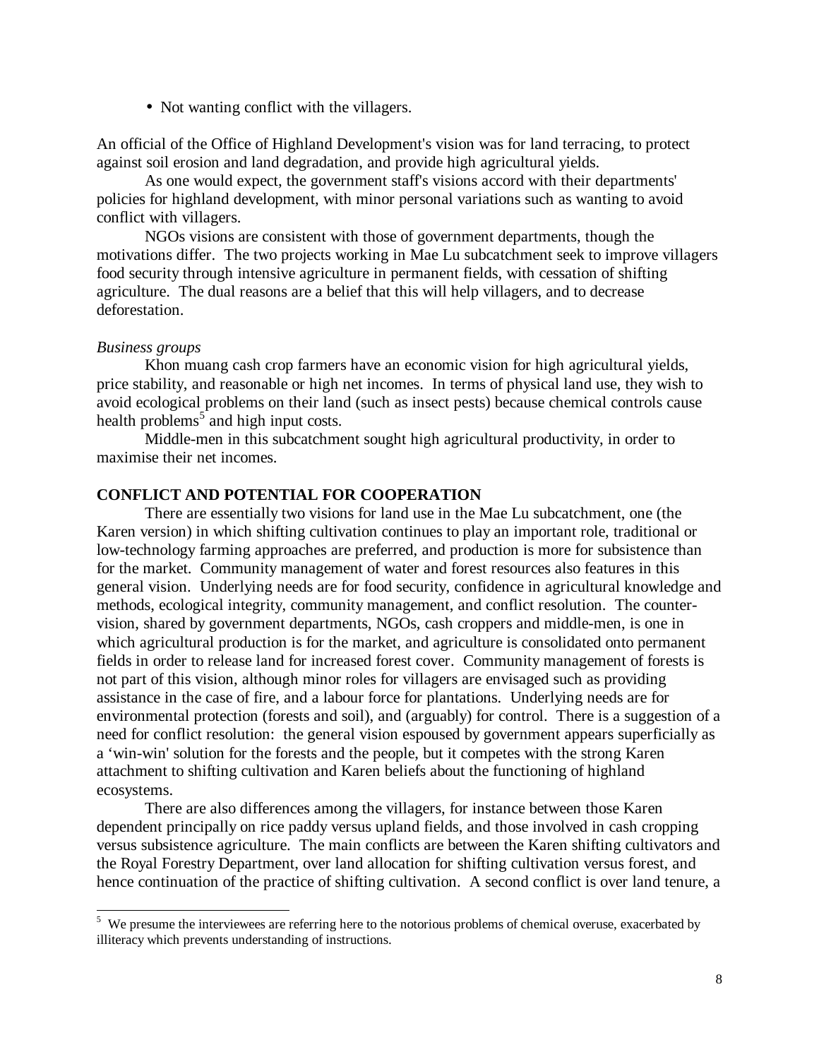- Not wanting conflict with the villagers.

An official of the Office of Highland Development's vision was for land terracing, to protect against soil erosion and land degradation, and provide high agricultural yields.

As one would expect, the government staff's visions accord with their departments' policies for highland development, with minor personal variations such as wanting to avoid conflict with villagers.

NGOs visions are consistent with those of government departments, though the motivations differ. The two projects working in Mae Lu subcatchment seek to improve villagers food security through intensive agriculture in permanent fields, with cessation of shifting agriculture. The dual reasons are a belief that this will help villagers, and to decrease deforestation.

*Business groups*

Khon muang cash crop farmers have an economic vision for high agricultural yields, price stability, and reasonable or high net incomes. In terms of physical land use, they wish to avoid ecological problems on their land (such as insect pests) because chemical controls cause health problems[5] and high input costs.

Middle-men in this subcatchment sought high agricultural productivity, in order to maximise their net incomes.

## CONFLICT AND POTENTIAL FOR COOPERATION

There are essentially two visions for land use in the Mae Lu subcatchment, one (the Karen version) in which shifting cultivation continues to play an important role, traditional or low-technology farming approaches are preferred, and production is more for subsistence than for the market. Community management of water and forest resources also features in this general vision. Underlying needs are for food security, confidence in agricultural knowledge and methods, ecological integrity, community management, and conflict resolution. The counter-vision, shared by government departments, NGOs, cash croppers and middle-men, is one in which agricultural production is for the market, and agriculture is consolidated onto permanent fields in order to release land for increased forest cover. Community management of forests is not part of this vision, although minor roles for villagers are envisaged such as providing assistance in the case of fire, and a labour force for plantations. Underlying needs are for environmental protection (forests and soil), and (arguably) for control. There is a suggestion of a need for conflict resolution: the general vision espoused by government appears superficially as a 'win-win' solution for the forests and the people, but it competes with the strong Karen attachment to shifting cultivation and Karen beliefs about the functioning of highland ecosystems.

There are also differences among the villagers, for instance between those Karen dependent principally on rice paddy versus upland fields, and those involved in cash cropping versus subsistence agriculture. The main conflicts are between the Karen shifting cultivators and the Royal Forestry Department, over land allocation for shifting cultivation versus forest, and hence continuation of the practice of shifting cultivation. A second conflict is over land tenure, a

[5] We presume the interviewees are referring here to the notorious problems of chemical overuse, exacerbated by illiteracy which prevents understanding of instructions.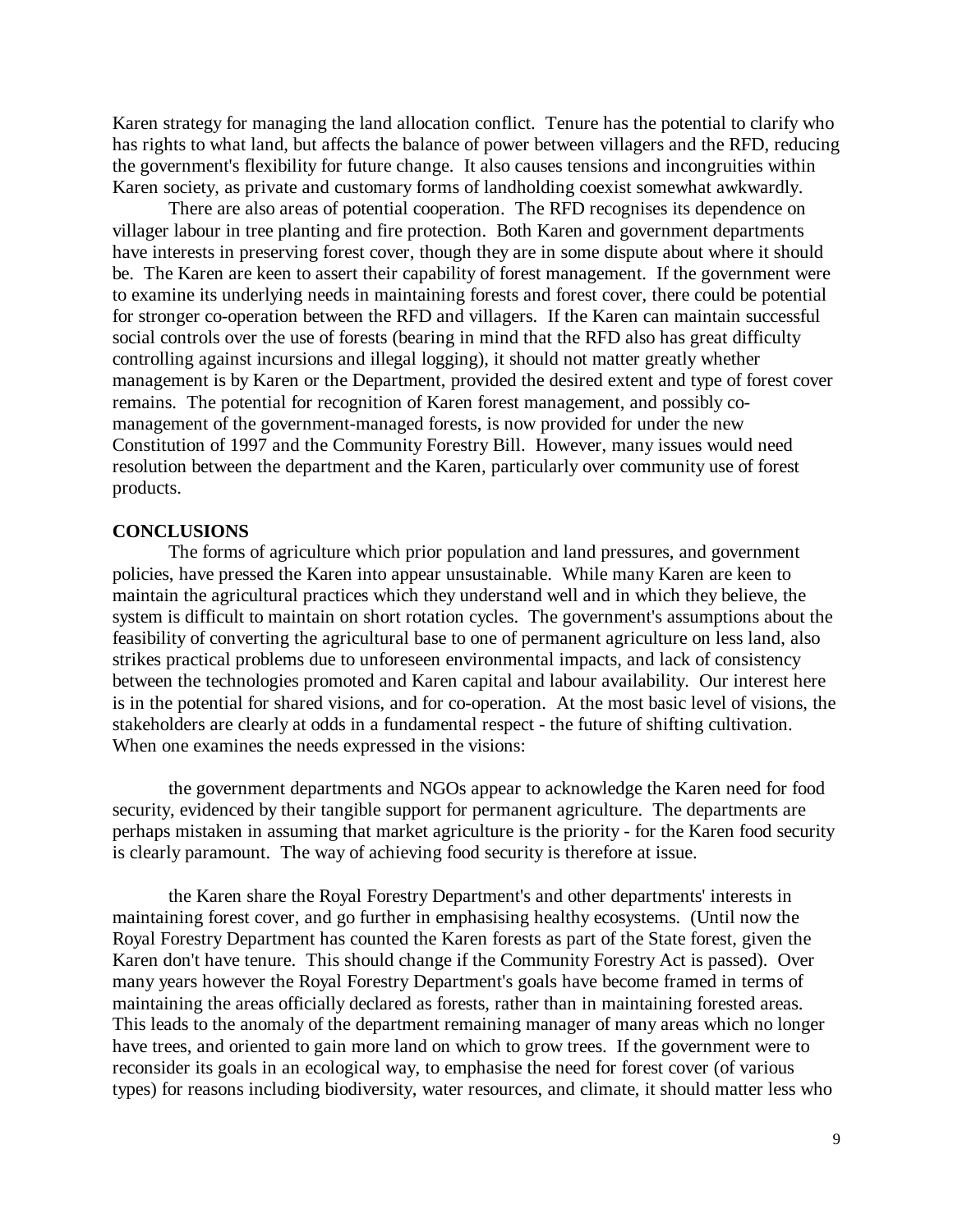Karen strategy for managing the land allocation conflict. Tenure has the potential to clarify who has rights to what land, but affects the balance of power between villagers and the RFD, reducing the government's flexibility for future change. It also causes tensions and incongruities within Karen society, as private and customary forms of landholding coexist somewhat awkwardly.

There are also areas of potential cooperation. The RFD recognises its dependence on villager labour in tree planting and fire protection. Both Karen and government departments have interests in preserving forest cover, though they are in some dispute about where it should be. The Karen are keen to assert their capability of forest management. If the government were to examine its underlying needs in maintaining forests and forest cover, there could be potential for stronger co-operation between the RFD and villagers. If the Karen can maintain successful social controls over the use of forests (bearing in mind that the RFD also has great difficulty controlling against incursions and illegal logging), it should not matter greatly whether management is by Karen or the Department, provided the desired extent and type of forest cover remains. The potential for recognition of Karen forest management, and possibly co-management of the government-managed forests, is now provided for under the new Constitution of 1997 and the Community Forestry Bill. However, many issues would need resolution between the department and the Karen, particularly over community use of forest products.

## CONCLUSIONS

The forms of agriculture which prior population and land pressures, and government policies, have pressed the Karen into appear unsustainable. While many Karen are keen to maintain the agricultural practices which they understand well and in which they believe, the system is difficult to maintain on short rotation cycles. The government's assumptions about the feasibility of converting the agricultural base to one of permanent agriculture on less land, also strikes practical problems due to unforeseen environmental impacts, and lack of consistency between the technologies promoted and Karen capital and labour availability. Our interest here is in the potential for shared visions, and for co-operation. At the most basic level of visions, the stakeholders are clearly at odds in a fundamental respect - the future of shifting cultivation. When one examines the needs expressed in the visions:

the government departments and NGOs appear to acknowledge the Karen need for food security, evidenced by their tangible support for permanent agriculture. The departments are perhaps mistaken in assuming that market agriculture is the priority - for the Karen food security is clearly paramount. The way of achieving food security is therefore at issue.

the Karen share the Royal Forestry Department's and other departments' interests in maintaining forest cover, and go further in emphasising healthy ecosystems. (Until now the Royal Forestry Department has counted the Karen forests as part of the State forest, given the Karen don't have tenure. This should change if the Community Forestry Act is passed). Over many years however the Royal Forestry Department's goals have become framed in terms of maintaining the areas officially declared as forests, rather than in maintaining forested areas. This leads to the anomaly of the department remaining manager of many areas which no longer have trees, and oriented to gain more land on which to grow trees. If the government were to reconsider its goals in an ecological way, to emphasise the need for forest cover (of various types) for reasons including biodiversity, water resources, and climate, it should matter less who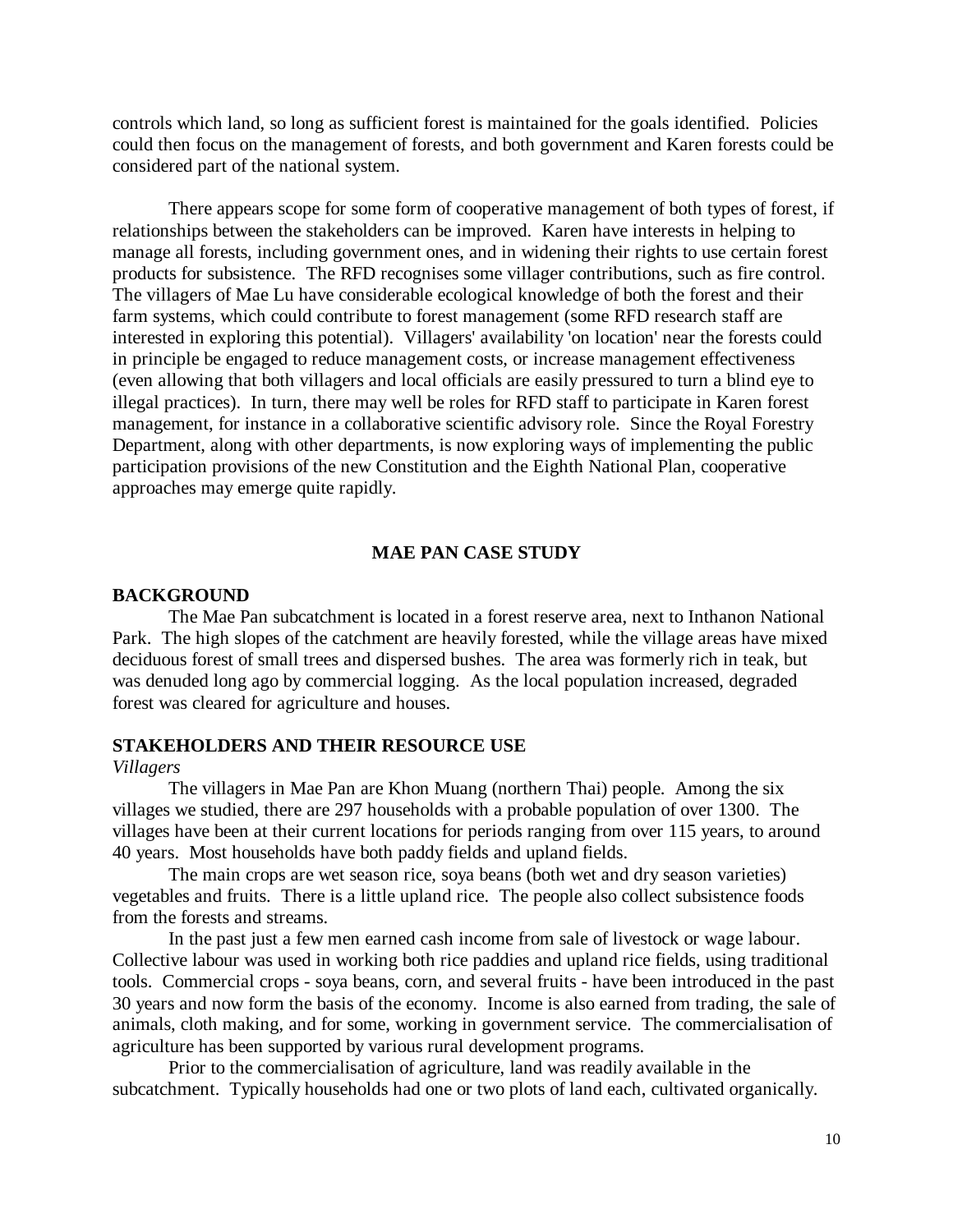controls which land, so long as sufficient forest is maintained for the goals identified. Policies could then focus on the management of forests, and both government and Karen forests could be considered part of the national system.

There appears scope for some form of cooperative management of both types of forest, if relationships between the stakeholders can be improved. Karen have interests in helping to manage all forests, including government ones, and in widening their rights to use certain forest products for subsistence. The RFD recognises some villager contributions, such as fire control. The villagers of Mae Lu have considerable ecological knowledge of both the forest and their farm systems, which could contribute to forest management (some RFD research staff are interested in exploring this potential). Villagers' availability 'on location' near the forests could in principle be engaged to reduce management costs, or increase management effectiveness (even allowing that both villagers and local officials are easily pressured to turn a blind eye to illegal practices). In turn, there may well be roles for RFD staff to participate in Karen forest management, for instance in a collaborative scientific advisory role. Since the Royal Forestry Department, along with other departments, is now exploring ways of implementing the public participation provisions of the new Constitution and the Eighth National Plan, cooperative approaches may emerge quite rapidly.

## MAE PAN CASE STUDY

### BACKGROUND

The Mae Pan subcatchment is located in a forest reserve area, next to Inthanon National Park. The high slopes of the catchment are heavily forested, while the village areas have mixed deciduous forest of small trees and dispersed bushes. The area was formerly rich in teak, but was denuded long ago by commercial logging. As the local population increased, degraded forest was cleared for agriculture and houses.

### STAKEHOLDERS AND THEIR RESOURCE USE

*Villagers*

The villagers in Mae Pan are Khon Muang (northern Thai) people. Among the six villages we studied, there are 297 households with a probable population of over 1300. The villages have been at their current locations for periods ranging from over 115 years, to around 40 years. Most households have both paddy fields and upland fields.

The main crops are wet season rice, soya beans (both wet and dry season varieties) vegetables and fruits. There is a little upland rice. The people also collect subsistence foods from the forests and streams.

In the past just a few men earned cash income from sale of livestock or wage labour. Collective labour was used in working both rice paddies and upland rice fields, using traditional tools. Commercial crops - soya beans, corn, and several fruits - have been introduced in the past 30 years and now form the basis of the economy. Income is also earned from trading, the sale of animals, cloth making, and for some, working in government service. The commercialisation of agriculture has been supported by various rural development programs.

Prior to the commercialisation of agriculture, land was readily available in the subcatchment. Typically households had one or two plots of land each, cultivated organically.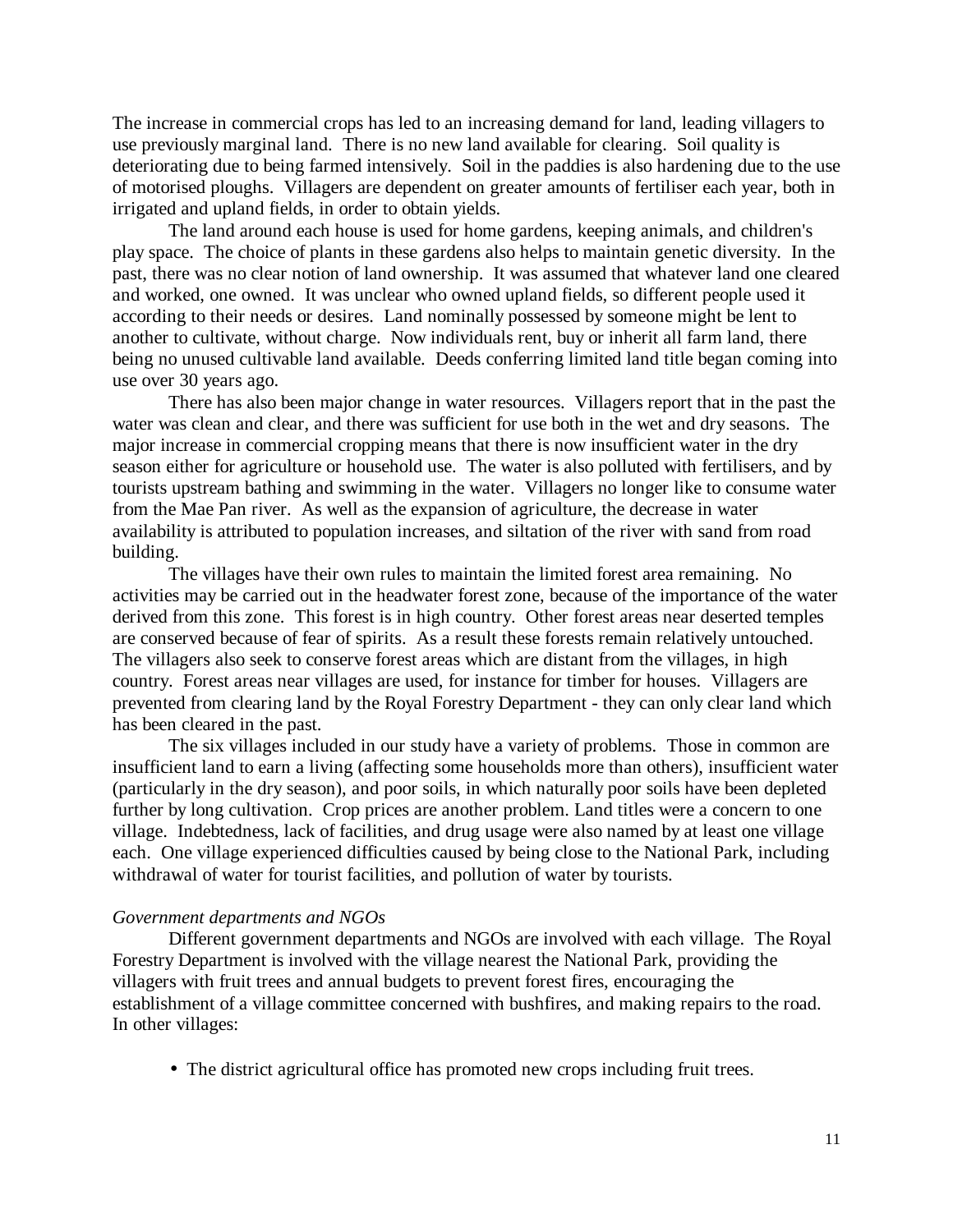The increase in commercial crops has led to an increasing demand for land, leading villagers to use previously marginal land. There is no new land available for clearing. Soil quality is deteriorating due to being farmed intensively. Soil in the paddies is also hardening due to the use of motorised ploughs. Villagers are dependent on greater amounts of fertiliser each year, both in irrigated and upland fields, in order to obtain yields.

The land around each house is used for home gardens, keeping animals, and children's play space. The choice of plants in these gardens also helps to maintain genetic diversity. In the past, there was no clear notion of land ownership. It was assumed that whatever land one cleared and worked, one owned. It was unclear who owned upland fields, so different people used it according to their needs or desires. Land nominally possessed by someone might be lent to another to cultivate, without charge. Now individuals rent, buy or inherit all farm land, there being no unused cultivable land available. Deeds conferring limited land title began coming into use over 30 years ago.

There has also been major change in water resources. Villagers report that in the past the water was clean and clear, and there was sufficient for use both in the wet and dry seasons. The major increase in commercial cropping means that there is now insufficient water in the dry season either for agriculture or household use. The water is also polluted with fertilisers, and by tourists upstream bathing and swimming in the water. Villagers no longer like to consume water from the Mae Pan river. As well as the expansion of agriculture, the decrease in water availability is attributed to population increases, and siltation of the river with sand from road building.

The villages have their own rules to maintain the limited forest area remaining. No activities may be carried out in the headwater forest zone, because of the importance of the water derived from this zone. This forest is in high country. Other forest areas near deserted temples are conserved because of fear of spirits. As a result these forests remain relatively untouched. The villagers also seek to conserve forest areas which are distant from the villages, in high country. Forest areas near villages are used, for instance for timber for houses. Villagers are prevented from clearing land by the Royal Forestry Department - they can only clear land which has been cleared in the past.

The six villages included in our study have a variety of problems. Those in common are insufficient land to earn a living (affecting some households more than others), insufficient water (particularly in the dry season), and poor soils, in which naturally poor soils have been depleted further by long cultivation. Crop prices are another problem. Land titles were a concern to one village. Indebtedness, lack of facilities, and drug usage were also named by at least one village each. One village experienced difficulties caused by being close to the National Park, including withdrawal of water for tourist facilities, and pollution of water by tourists.

*Government departments and NGOs*

Different government departments and NGOs are involved with each village. The Royal Forestry Department is involved with the village nearest the National Park, providing the villagers with fruit trees and annual budgets to prevent forest fires, encouraging the establishment of a village committee concerned with bushfires, and making repairs to the road. In other villages:

- The district agricultural office has promoted new crops including fruit trees.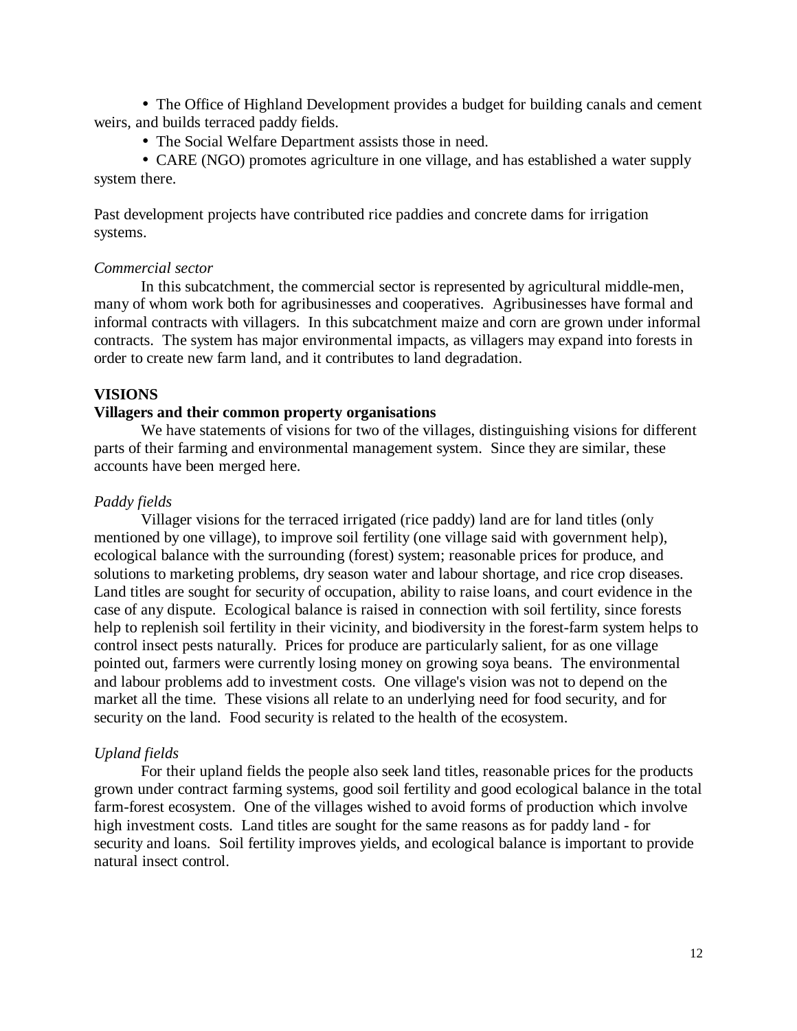- The Office of Highland Development provides a budget for building canals and cement weirs, and builds terraced paddy fields.
- The Social Welfare Department assists those in need.
- CARE (NGO) promotes agriculture in one village, and has established a water supply system there.

Past development projects have contributed rice paddies and concrete dams for irrigation systems.

*Commercial sector*

In this subcatchment, the commercial sector is represented by agricultural middle-men, many of whom work both for agribusinesses and cooperatives. Agribusinesses have formal and informal contracts with villagers. In this subcatchment maize and corn are grown under informal contracts. The system has major environmental impacts, as villagers may expand into forests in order to create new farm land, and it contributes to land degradation.

## VISIONS

### Villagers and their common property organisations

We have statements of visions for two of the villages, distinguishing visions for different parts of their farming and environmental management system. Since they are similar, these accounts have been merged here.

*Paddy fields*

Villager visions for the terraced irrigated (rice paddy) land are for land titles (only mentioned by one village), to improve soil fertility (one village said with government help), ecological balance with the surrounding (forest) system; reasonable prices for produce, and solutions to marketing problems, dry season water and labour shortage, and rice crop diseases. Land titles are sought for security of occupation, ability to raise loans, and court evidence in the case of any dispute. Ecological balance is raised in connection with soil fertility, since forests help to replenish soil fertility in their vicinity, and biodiversity in the forest-farm system helps to control insect pests naturally. Prices for produce are particularly salient, for as one village pointed out, farmers were currently losing money on growing soya beans. The environmental and labour problems add to investment costs. One village's vision was not to depend on the market all the time. These visions all relate to an underlying need for food security, and for security on the land. Food security is related to the health of the ecosystem.

*Upland fields*

For their upland fields the people also seek land titles, reasonable prices for the products grown under contract farming systems, good soil fertility and good ecological balance in the total farm-forest ecosystem. One of the villages wished to avoid forms of production which involve high investment costs. Land titles are sought for the same reasons as for paddy land - for security and loans. Soil fertility improves yields, and ecological balance is important to provide natural insect control.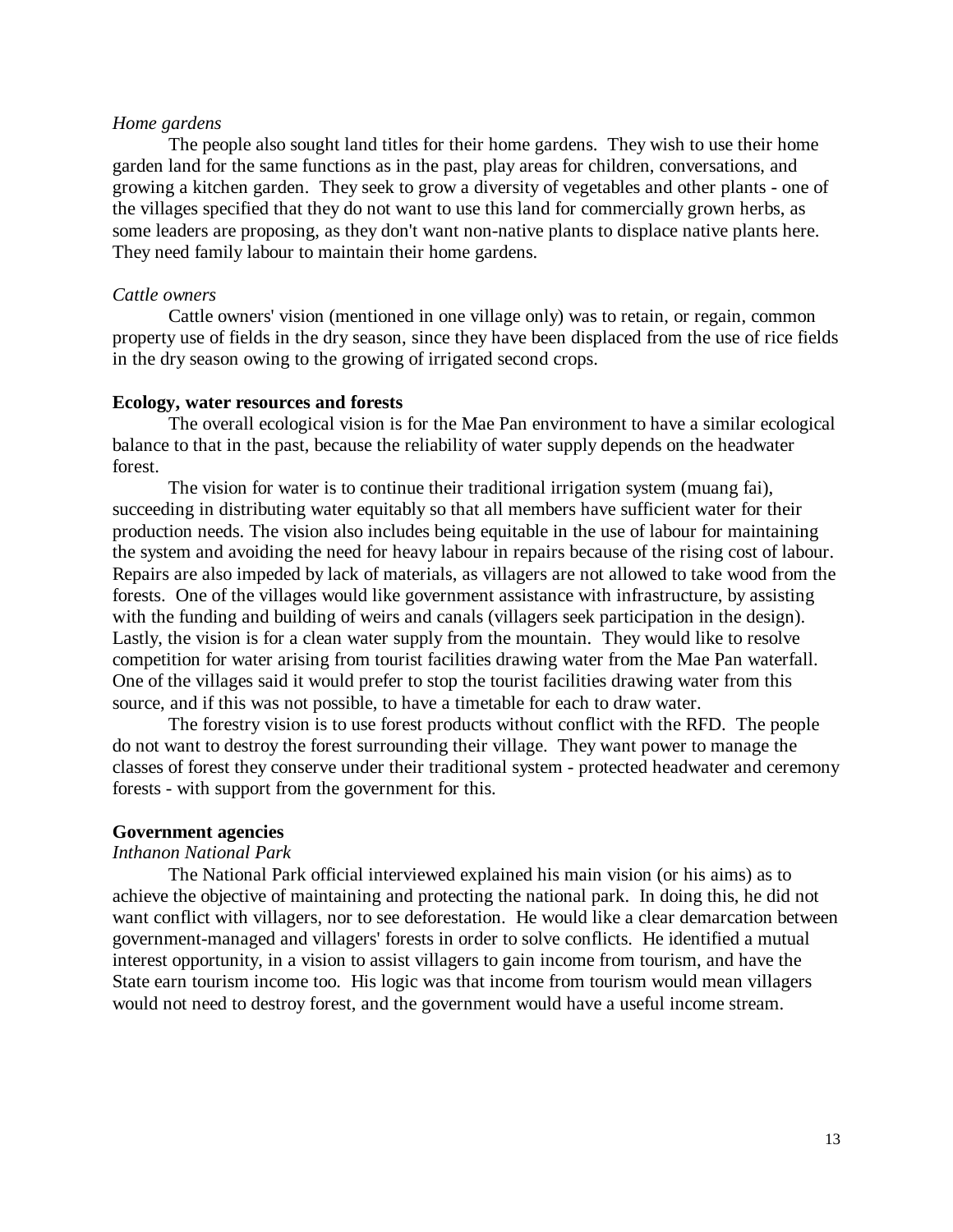*Home gardens*

The people also sought land titles for their home gardens. They wish to use their home garden land for the same functions as in the past, play areas for children, conversations, and growing a kitchen garden. They seek to grow a diversity of vegetables and other plants - one of the villages specified that they do not want to use this land for commercially grown herbs, as some leaders are proposing, as they don't want non-native plants to displace native plants here. They need family labour to maintain their home gardens.

*Cattle owners*

Cattle owners' vision (mentioned in one village only) was to retain, or regain, common property use of fields in the dry season, since they have been displaced from the use of rice fields in the dry season owing to the growing of irrigated second crops.

**Ecology, water resources and forests**

The overall ecological vision is for the Mae Pan environment to have a similar ecological balance to that in the past, because the reliability of water supply depends on the headwater forest.

The vision for water is to continue their traditional irrigation system (muang fai), succeeding in distributing water equitably so that all members have sufficient water for their production needs. The vision also includes being equitable in the use of labour for maintaining the system and avoiding the need for heavy labour in repairs because of the rising cost of labour. Repairs are also impeded by lack of materials, as villagers are not allowed to take wood from the forests. One of the villages would like government assistance with infrastructure, by assisting with the funding and building of weirs and canals (villagers seek participation in the design). Lastly, the vision is for a clean water supply from the mountain. They would like to resolve competition for water arising from tourist facilities drawing water from the Mae Pan waterfall. One of the villages said it would prefer to stop the tourist facilities drawing water from this source, and if this was not possible, to have a timetable for each to draw water.

The forestry vision is to use forest products without conflict with the RFD. The people do not want to destroy the forest surrounding their village. They want power to manage the classes of forest they conserve under their traditional system - protected headwater and ceremony forests - with support from the government for this.

**Government agencies**

*Inthanon National Park*

The National Park official interviewed explained his main vision (or his aims) as to achieve the objective of maintaining and protecting the national park. In doing this, he did not want conflict with villagers, nor to see deforestation. He would like a clear demarcation between government-managed and villagers' forests in order to solve conflicts. He identified a mutual interest opportunity, in a vision to assist villagers to gain income from tourism, and have the State earn tourism income too. His logic was that income from tourism would mean villagers would not need to destroy forest, and the government would have a useful income stream.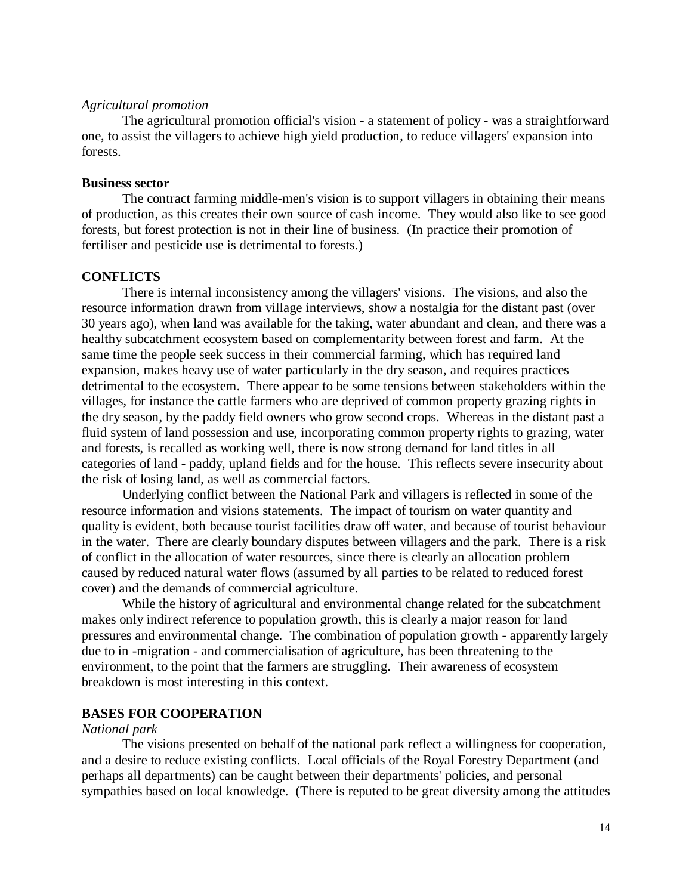*Agricultural promotion*

The agricultural promotion official's vision - a statement of policy - was a straightforward one, to assist the villagers to achieve high yield production, to reduce villagers' expansion into forests.

**Business sector**

The contract farming middle-men's vision is to support villagers in obtaining their means of production, as this creates their own source of cash income. They would also like to see good forests, but forest protection is not in their line of business. (In practice their promotion of fertiliser and pesticide use is detrimental to forests.)

**CONFLICTS**

There is internal inconsistency among the villagers' visions. The visions, and also the resource information drawn from village interviews, show a nostalgia for the distant past (over 30 years ago), when land was available for the taking, water abundant and clean, and there was a healthy subcatchment ecosystem based on complementarity between forest and farm. At the same time the people seek success in their commercial farming, which has required land expansion, makes heavy use of water particularly in the dry season, and requires practices detrimental to the ecosystem. There appear to be some tensions between stakeholders within the villages, for instance the cattle farmers who are deprived of common property grazing rights in the dry season, by the paddy field owners who grow second crops. Whereas in the distant past a fluid system of land possession and use, incorporating common property rights to grazing, water and forests, is recalled as working well, there is now strong demand for land titles in all categories of land - paddy, upland fields and for the house. This reflects severe insecurity about the risk of losing land, as well as commercial factors.

Underlying conflict between the National Park and villagers is reflected in some of the resource information and visions statements. The impact of tourism on water quantity and quality is evident, both because tourist facilities draw off water, and because of tourist behaviour in the water. There are clearly boundary disputes between villagers and the park. There is a risk of conflict in the allocation of water resources, since there is clearly an allocation problem caused by reduced natural water flows (assumed by all parties to be related to reduced forest cover) and the demands of commercial agriculture.

While the history of agricultural and environmental change related for the subcatchment makes only indirect reference to population growth, this is clearly a major reason for land pressures and environmental change. The combination of population growth - apparently largely due to in -migration - and commercialisation of agriculture, has been threatening to the environment, to the point that the farmers are struggling. Their awareness of ecosystem breakdown is most interesting in this context.

**BASES FOR COOPERATION**

*National park*

The visions presented on behalf of the national park reflect a willingness for cooperation, and a desire to reduce existing conflicts. Local officials of the Royal Forestry Department (and perhaps all departments) can be caught between their departments' policies, and personal sympathies based on local knowledge. (There is reputed to be great diversity among the attitudes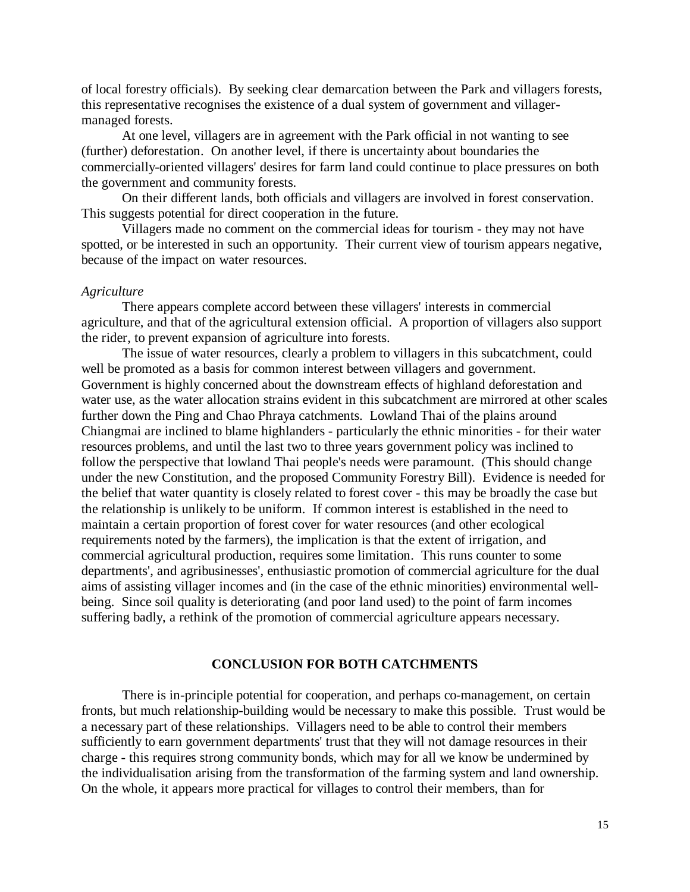of local forestry officials). By seeking clear demarcation between the Park and villagers forests, this representative recognises the existence of a dual system of government and villager-managed forests.

At one level, villagers are in agreement with the Park official in not wanting to see (further) deforestation. On another level, if there is uncertainty about boundaries the commercially-oriented villagers' desires for farm land could continue to place pressures on both the government and community forests.

On their different lands, both officials and villagers are involved in forest conservation. This suggests potential for direct cooperation in the future.

Villagers made no comment on the commercial ideas for tourism - they may not have spotted, or be interested in such an opportunity. Their current view of tourism appears negative, because of the impact on water resources.

*Agriculture*

There appears complete accord between these villagers' interests in commercial agriculture, and that of the agricultural extension official. A proportion of villagers also support the rider, to prevent expansion of agriculture into forests.

The issue of water resources, clearly a problem to villagers in this subcatchment, could well be promoted as a basis for common interest between villagers and government. Government is highly concerned about the downstream effects of highland deforestation and water use, as the water allocation strains evident in this subcatchment are mirrored at other scales further down the Ping and Chao Phraya catchments. Lowland Thai of the plains around Chiangmai are inclined to blame highlanders - particularly the ethnic minorities - for their water resources problems, and until the last two to three years government policy was inclined to follow the perspective that lowland Thai people's needs were paramount. (This should change under the new Constitution, and the proposed Community Forestry Bill). Evidence is needed for the belief that water quantity is closely related to forest cover - this may be broadly the case but the relationship is unlikely to be uniform. If common interest is established in the need to maintain a certain proportion of forest cover for water resources (and other ecological requirements noted by the farmers), the implication is that the extent of irrigation, and commercial agricultural production, requires some limitation. This runs counter to some departments', and agribusinesses', enthusiastic promotion of commercial agriculture for the dual aims of assisting villager incomes and (in the case of the ethnic minorities) environmental well-being. Since soil quality is deteriorating (and poor land used) to the point of farm incomes suffering badly, a rethink of the promotion of commercial agriculture appears necessary.

## CONCLUSION FOR BOTH CATCHMENTS

There is in-principle potential for cooperation, and perhaps co-management, on certain fronts, but much relationship-building would be necessary to make this possible. Trust would be a necessary part of these relationships. Villagers need to be able to control their members sufficiently to earn government departments' trust that they will not damage resources in their charge - this requires strong community bonds, which may for all we know be undermined by the individualisation arising from the transformation of the farming system and land ownership. On the whole, it appears more practical for villages to control their members, than for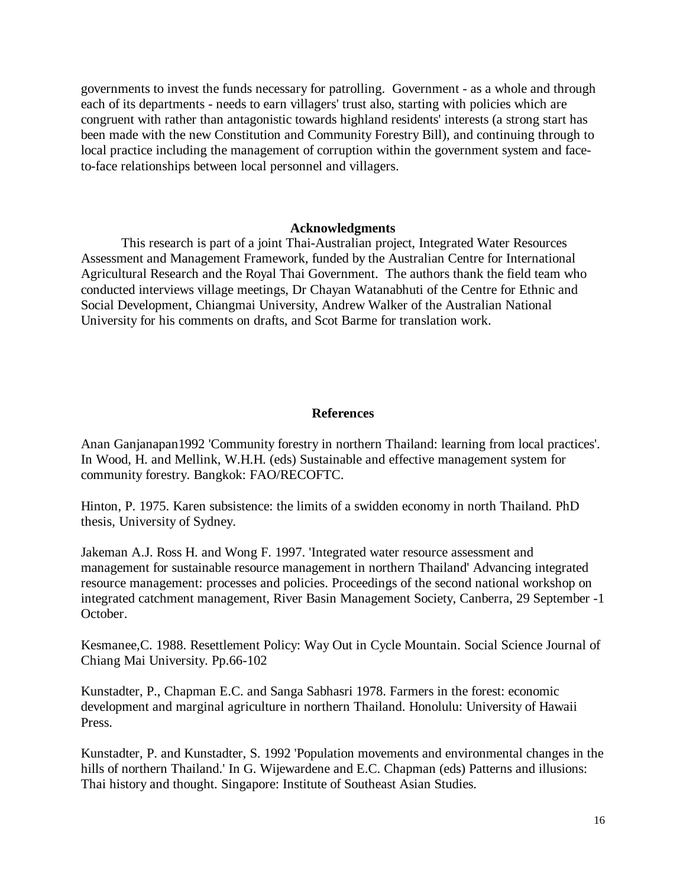governments to invest the funds necessary for patrolling. Government - as a whole and through each of its departments - needs to earn villagers' trust also, starting with policies which are congruent with rather than antagonistic towards highland residents' interests (a strong start has been made with the new Constitution and Community Forestry Bill), and continuing through to local practice including the management of corruption within the government system and face-to-face relationships between local personnel and villagers.

## Acknowledgments

This research is part of a joint Thai-Australian project, Integrated Water Resources Assessment and Management Framework, funded by the Australian Centre for International Agricultural Research and the Royal Thai Government. The authors thank the field team who conducted interviews village meetings, Dr Chayan Watanabhuti of the Centre for Ethnic and Social Development, Chiangmai University, Andrew Walker of the Australian National University for his comments on drafts, and Scot Barme for translation work.

## References

Anan Ganjanapan1992 'Community forestry in northern Thailand: learning from local practices'. In Wood, H. and Mellink, W.H.H. (eds) Sustainable and effective management system for community forestry. Bangkok: FAO/RECOFTC.

Hinton, P. 1975. Karen subsistence: the limits of a swidden economy in north Thailand. PhD thesis, University of Sydney.

Jakeman A.J. Ross H. and Wong F. 1997. 'Integrated water resource assessment and management for sustainable resource management in northern Thailand' Advancing integrated resource management: processes and policies. Proceedings of the second national workshop on integrated catchment management, River Basin Management Society, Canberra, 29 September -1 October.

Kesmanee,C. 1988. Resettlement Policy: Way Out in Cycle Mountain. Social Science Journal of Chiang Mai University. Pp.66-102

Kunstadter, P., Chapman E.C. and Sanga Sabhasri 1978. Farmers in the forest: economic development and marginal agriculture in northern Thailand. Honolulu: University of Hawaii Press.

Kunstadter, P. and Kunstadter, S. 1992 'Population movements and environmental changes in the hills of northern Thailand.' In G. Wijewardene and E.C. Chapman (eds) Patterns and illusions: Thai history and thought. Singapore: Institute of Southeast Asian Studies.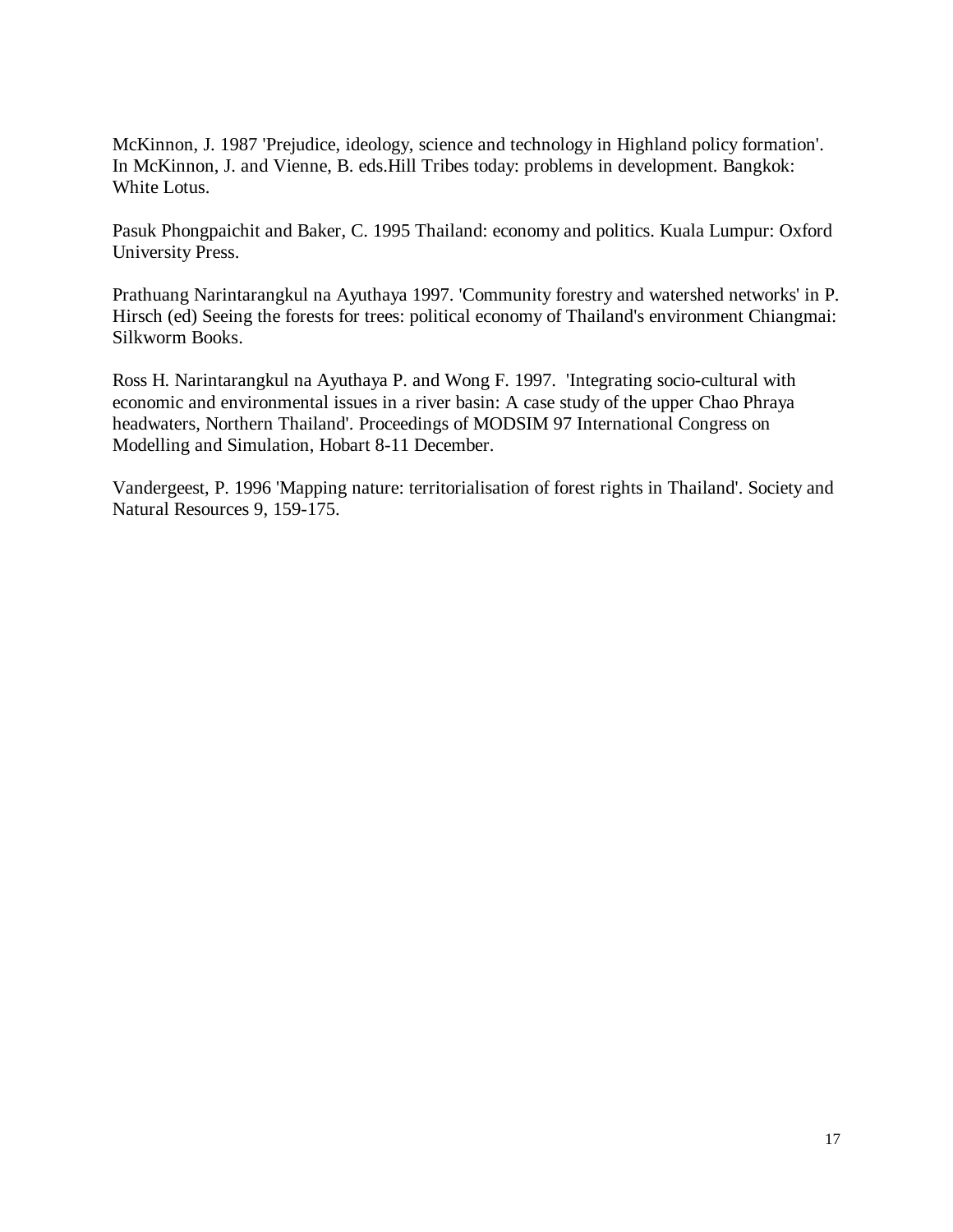McKinnon, J. 1987 'Prejudice, ideology, science and technology in Highland policy formation'. In McKinnon, J. and Vienne, B. eds.Hill Tribes today: problems in development. Bangkok: White Lotus.

Pasuk Phongpaichit and Baker, C. 1995 Thailand: economy and politics. Kuala Lumpur: Oxford University Press.

Prathuang Narintarangkul na Ayuthaya 1997. 'Community forestry and watershed networks' in P. Hirsch (ed) Seeing the forests for trees: political economy of Thailand's environment Chiangmai: Silkworm Books.

Ross H. Narintarangkul na Ayuthaya P. and Wong F. 1997. 'Integrating socio-cultural with economic and environmental issues in a river basin: A case study of the upper Chao Phraya headwaters, Northern Thailand'. Proceedings of MODSIM 97 International Congress on Modelling and Simulation, Hobart 8-11 December.

Vandergeest, P. 1996 'Mapping nature: territorialisation of forest rights in Thailand'. Society and Natural Resources 9, 159-175.